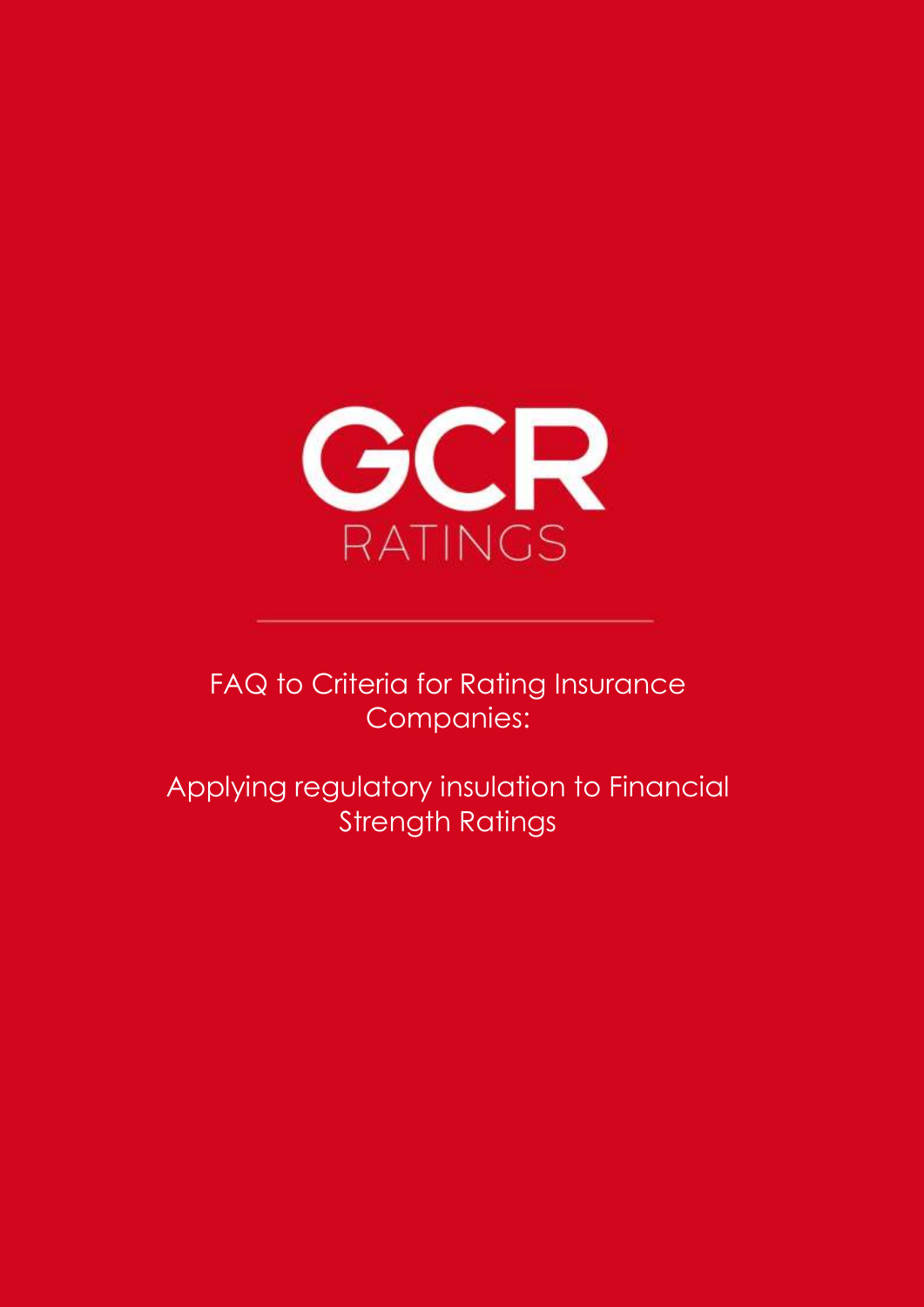GCR
RATINGS

# FAQ to Criteria for Rating Insurance Companies:

## Applying regulatory insulation to Financial Strength Ratings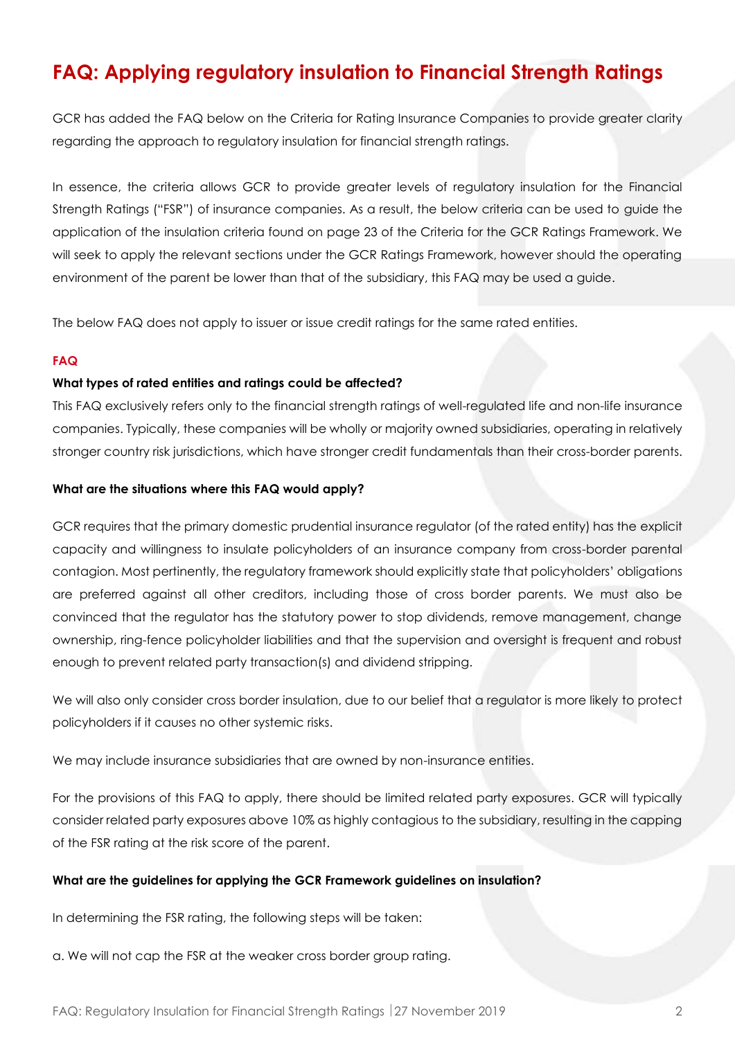# FAQ: Applying regulatory insulation to Financial Strength Ratings

GCR has added the FAQ below on the Criteria for Rating Insurance Companies to provide greater clarity regarding the approach to regulatory insulation for financial strength ratings.

In essence, the criteria allows GCR to provide greater levels of regulatory insulation for the Financial Strength Ratings ("FSR") of insurance companies. As a result, the below criteria can be used to guide the application of the insulation criteria found on page 23 of the Criteria for the GCR Ratings Framework. We will seek to apply the relevant sections under the GCR Ratings Framework, however should the operating environment of the parent be lower than that of the subsidiary, this FAQ may be used a guide.

The below FAQ does not apply to issuer or issue credit ratings for the same rated entities.

## FAQ

**What types of rated entities and ratings could be affected?**

This FAQ exclusively refers only to the financial strength ratings of well-regulated life and non-life insurance companies. Typically, these companies will be wholly or majority owned subsidiaries, operating in relatively stronger country risk jurisdictions, which have stronger credit fundamentals than their cross-border parents.

**What are the situations where this FAQ would apply?**

GCR requires that the primary domestic prudential insurance regulator (of the rated entity) has the explicit capacity and willingness to insulate policyholders of an insurance company from cross-border parental contagion. Most pertinently, the regulatory framework should explicitly state that policyholders' obligations are preferred against all other creditors, including those of cross border parents. We must also be convinced that the regulator has the statutory power to stop dividends, remove management, change ownership, ring-fence policyholder liabilities and that the supervision and oversight is frequent and robust enough to prevent related party transaction(s) and dividend stripping.

We will also only consider cross border insulation, due to our belief that a regulator is more likely to protect policyholders if it causes no other systemic risks.

We may include insurance subsidiaries that are owned by non-insurance entities.

For the provisions of this FAQ to apply, there should be limited related party exposures. GCR will typically consider related party exposures above 10% as highly contagious to the subsidiary, resulting in the capping of the FSR rating at the risk score of the parent.

**What are the guidelines for applying the GCR Framework guidelines on insulation?**

In determining the FSR rating, the following steps will be taken:

a. We will not cap the FSR at the weaker cross border group rating.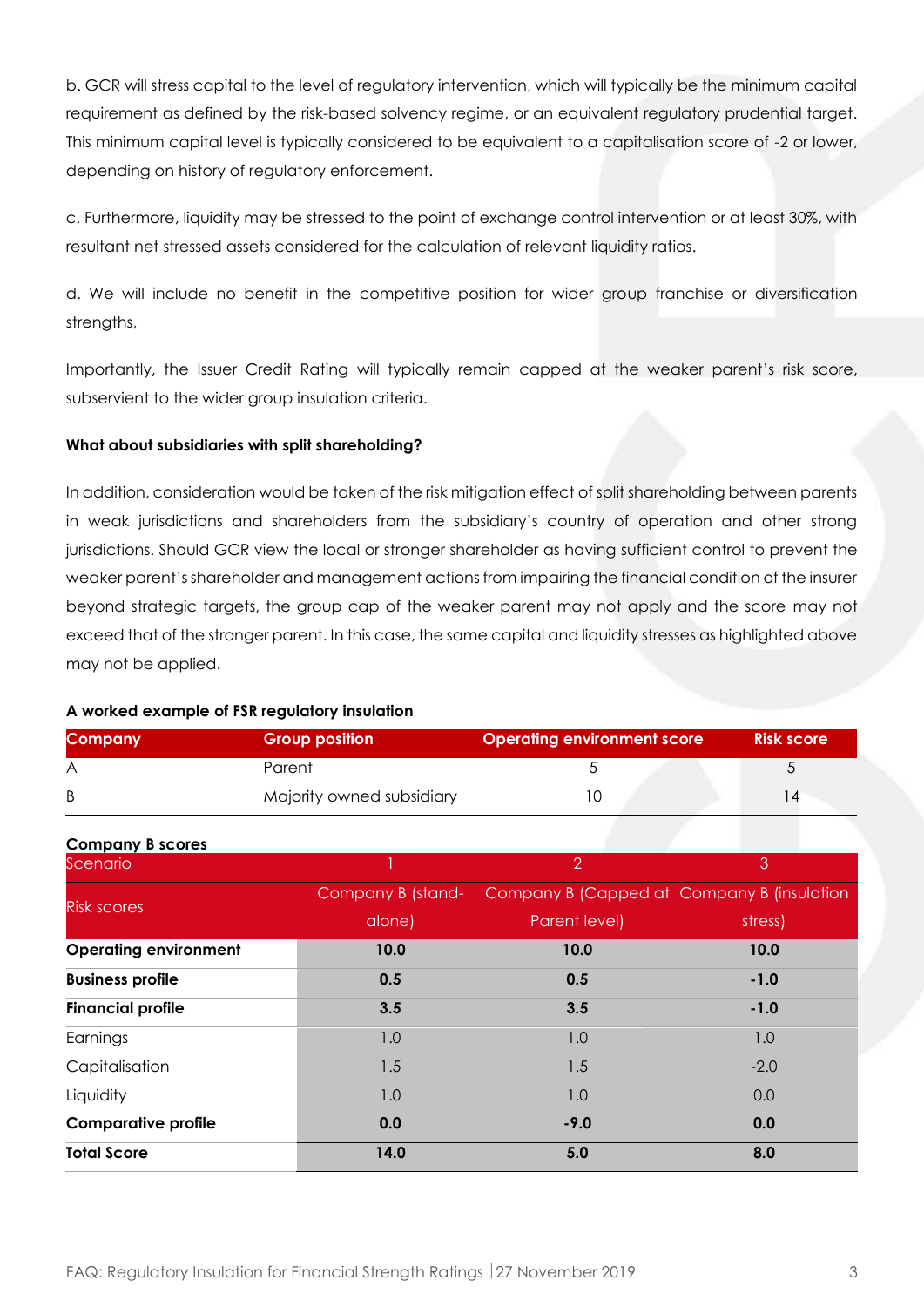b. GCR will stress capital to the level of regulatory intervention, which will typically be the minimum capital requirement as defined by the risk-based solvency regime, or an equivalent regulatory prudential target. This minimum capital level is typically considered to be equivalent to a capitalisation score of -2 or lower, depending on history of regulatory enforcement.

c. Furthermore, liquidity may be stressed to the point of exchange control intervention or at least 30%, with resultant net stressed assets considered for the calculation of relevant liquidity ratios.

d. We will include no benefit in the competitive position for wider group franchise or diversification strengths,

Importantly, the Issuer Credit Rating will typically remain capped at the weaker parent's risk score, subservient to the wider group insulation criteria.

**What about subsidiaries with split shareholding?**

In addition, consideration would be taken of the risk mitigation effect of split shareholding between parents in weak jurisdictions and shareholders from the subsidiary's country of operation and other strong jurisdictions. Should GCR view the local or stronger shareholder as having sufficient control to prevent the weaker parent's shareholder and management actions from impairing the financial condition of the insurer beyond strategic targets, the group cap of the weaker parent may not apply and the score may not exceed that of the stronger parent. In this case, the same capital and liquidity stresses as highlighted above may not be applied.

**A worked example of FSR regulatory insulation**

| Company | Group position | Operating environment score | Risk score |
|---|---|---|---|
| A | Parent | 5 | 5 |
| B | Majority owned subsidiary | 10 | 14 |

**Company B scores**

| Scenario | 1 | 2 | 3 |
|---|---|---|---|
| Risk scores | Company B (stand-alone) | Company B (Capped at Parent level) | Company B (insulation stress) |
| **Operating environment** | **10.0** | **10.0** | **10.0** |
| **Business profile** | **0.5** | **0.5** | **-1.0** |
| **Financial profile** | **3.5** | **3.5** | **-1.0** |
| Earnings | 1.0 | 1.0 | 1.0 |
| Capitalisation | 1.5 | 1.5 | -2.0 |
| Liquidity | 1.0 | 1.0 | 0.0 |
| **Comparative profile** | **0.0** | **-9.0** | **0.0** |
| **Total Score** | **14.0** | **5.0** | **8.0** |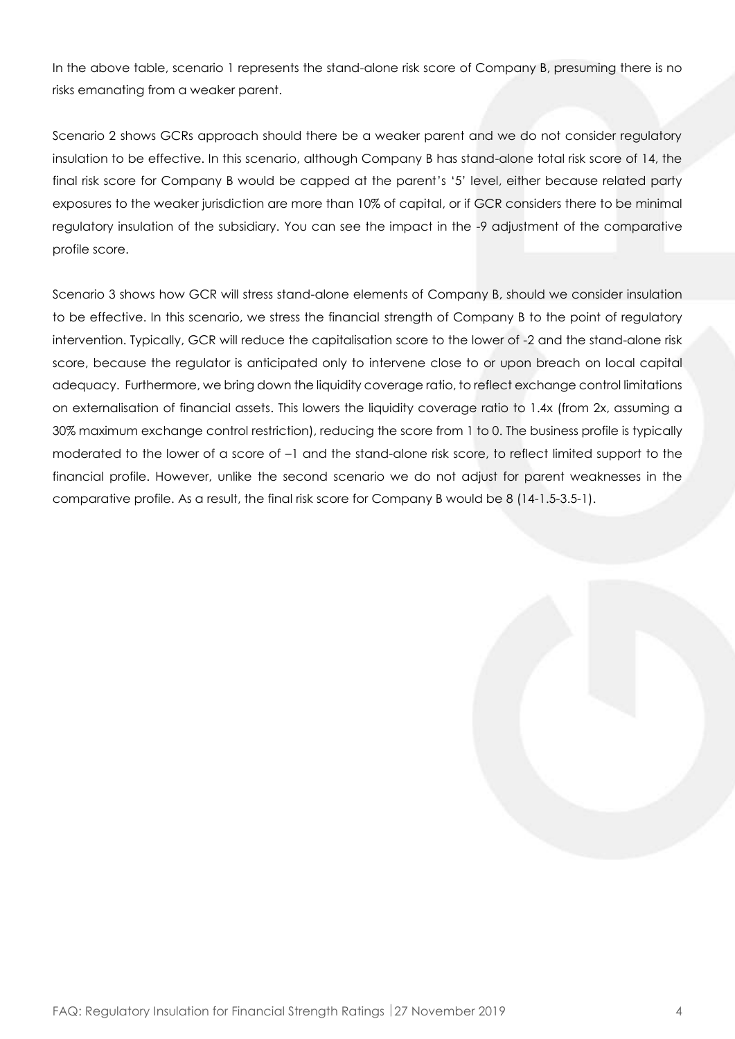In the above table, scenario 1 represents the stand-alone risk score of Company B, presuming there is no risks emanating from a weaker parent.

Scenario 2 shows GCRs approach should there be a weaker parent and we do not consider regulatory insulation to be effective. In this scenario, although Company B has stand-alone total risk score of 14, the final risk score for Company B would be capped at the parent's '5' level, either because related party exposures to the weaker jurisdiction are more than 10% of capital, or if GCR considers there to be minimal regulatory insulation of the subsidiary. You can see the impact in the -9 adjustment of the comparative profile score.

Scenario 3 shows how GCR will stress stand-alone elements of Company B, should we consider insulation to be effective. In this scenario, we stress the financial strength of Company B to the point of regulatory intervention. Typically, GCR will reduce the capitalisation score to the lower of -2 and the stand-alone risk score, because the regulator is anticipated only to intervene close to or upon breach on local capital adequacy. Furthermore, we bring down the liquidity coverage ratio, to reflect exchange control limitations on externalisation of financial assets. This lowers the liquidity coverage ratio to 1.4x (from 2x, assuming a 30% maximum exchange control restriction), reducing the score from 1 to 0. The business profile is typically moderated to the lower of a score of –1 and the stand-alone risk score, to reflect limited support to the financial profile. However, unlike the second scenario we do not adjust for parent weaknesses in the comparative profile. As a result, the final risk score for Company B would be 8 (14-1.5-3.5-1).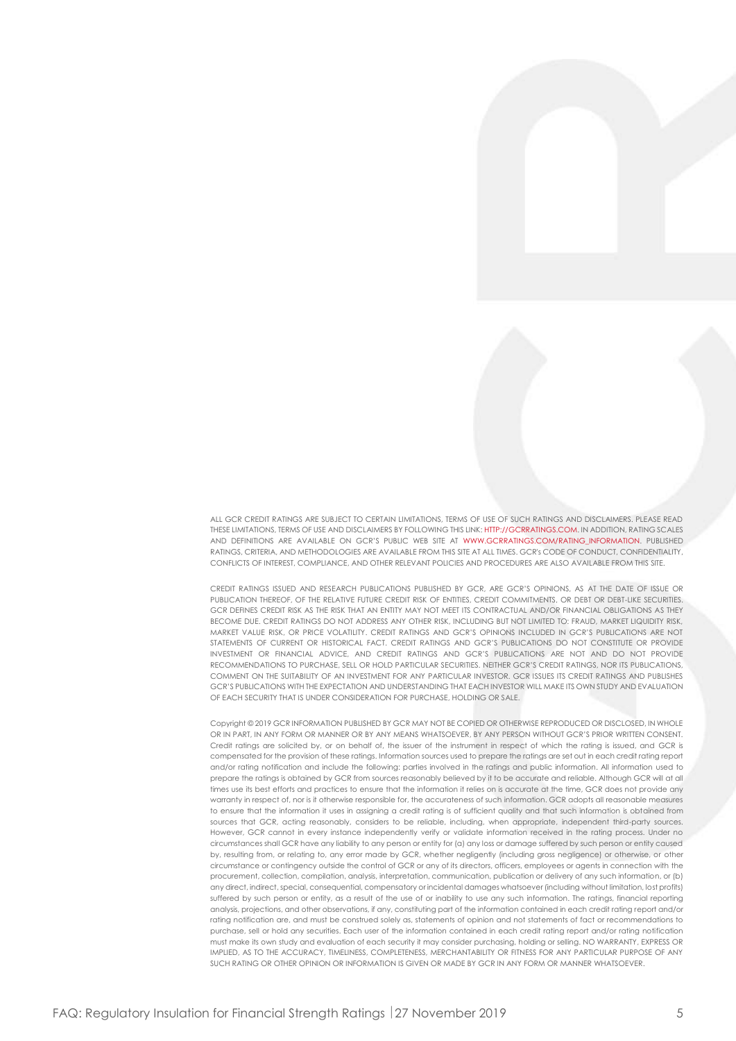ALL GCR CREDIT RATINGS ARE SUBJECT TO CERTAIN LIMITATIONS, TERMS OF USE OF SUCH RATINGS AND DISCLAIMERS. PLEASE READ THESE LIMITATIONS, TERMS OF USE AND DISCLAIMERS BY FOLLOWING THIS LINK: HTTP://GCRRATINGS.COM. IN ADDITION, RATING SCALES AND DEFINITIONS ARE AVAILABLE ON GCR'S PUBLIC WEB SITE AT WWW.GCRRATINGS.COM/RATING_INFORMATION. PUBLISHED RATINGS, CRITERIA, AND METHODOLOGIES ARE AVAILABLE FROM THIS SITE AT ALL TIMES. GCR's CODE OF CONDUCT, CONFIDENTIALITY, CONFLICTS OF INTEREST, COMPLIANCE, AND OTHER RELEVANT POLICIES AND PROCEDURES ARE ALSO AVAILABLE FROM THIS SITE.

CREDIT RATINGS ISSUED AND RESEARCH PUBLICATIONS PUBLISHED BY GCR, ARE GCR'S OPINIONS, AS AT THE DATE OF ISSUE OR PUBLICATION THEREOF, OF THE RELATIVE FUTURE CREDIT RISK OF ENTITIES, CREDIT COMMITMENTS, OR DEBT OR DEBT-LIKE SECURITIES. GCR DEFINES CREDIT RISK AS THE RISK THAT AN ENTITY MAY NOT MEET ITS CONTRACTUAL AND/OR FINANCIAL OBLIGATIONS AS THEY BECOME DUE. CREDIT RATINGS DO NOT ADDRESS ANY OTHER RISK, INCLUDING BUT NOT LIMITED TO: FRAUD, MARKET LIQUIDITY RISK, MARKET VALUE RISK, OR PRICE VOLATILITY. CREDIT RATINGS AND GCR'S OPINIONS INCLUDED IN GCR'S PUBLICATIONS ARE NOT STATEMENTS OF CURRENT OR HISTORICAL FACT. CREDIT RATINGS AND GCR'S PUBLICATIONS DO NOT CONSTITUTE OR PROVIDE INVESTMENT OR FINANCIAL ADVICE, AND CREDIT RATINGS AND GCR'S PUBLICATIONS ARE NOT AND DO NOT PROVIDE RECOMMENDATIONS TO PURCHASE, SELL OR HOLD PARTICULAR SECURITIES. NEITHER GCR'S CREDIT RATINGS, NOR ITS PUBLICATIONS, COMMENT ON THE SUITABILITY OF AN INVESTMENT FOR ANY PARTICULAR INVESTOR. GCR ISSUES ITS CREDIT RATINGS AND PUBLISHES GCR'S PUBLICATIONS WITH THE EXPECTATION AND UNDERSTANDING THAT EACH INVESTOR WILL MAKE ITS OWN STUDY AND EVALUATION OF EACH SECURITY THAT IS UNDER CONSIDERATION FOR PURCHASE, HOLDING OR SALE.

Copyright © 2019 GCR INFORMATION PUBLISHED BY GCR MAY NOT BE COPIED OR OTHERWISE REPRODUCED OR DISCLOSED, IN WHOLE OR IN PART, IN ANY FORM OR MANNER OR BY ANY MEANS WHATSOEVER, BY ANY PERSON WITHOUT GCR'S PRIOR WRITTEN CONSENT. Credit ratings are solicited by, or on behalf of, the issuer of the instrument in respect of which the rating is issued, and GCR is compensated for the provision of these ratings. Information sources used to prepare the ratings are set out in each credit rating report and/or rating notification and include the following: parties involved in the ratings and public information. All information used to prepare the ratings is obtained by GCR from sources reasonably believed by it to be accurate and reliable. Although GCR will at all times use its best efforts and practices to ensure that the information it relies on is accurate at the time, GCR does not provide any warranty in respect of, nor is it otherwise responsible for, the accurateness of such information. GCR adopts all reasonable measures to ensure that the information it uses in assigning a credit rating is of sufficient quality and that such information is obtained from sources that GCR, acting reasonably, considers to be reliable, including, when appropriate, independent third-party sources. However, GCR cannot in every instance independently verify or validate information received in the rating process. Under no circumstances shall GCR have any liability to any person or entity for (a) any loss or damage suffered by such person or entity caused by, resulting from, or relating to, any error made by GCR, whether negligently (including gross negligence) or otherwise, or other circumstance or contingency outside the control of GCR or any of its directors, officers, employees or agents in connection with the procurement, collection, compilation, analysis, interpretation, communication, publication or delivery of any such information, or (b) any direct, indirect, special, consequential, compensatory or incidental damages whatsoever (including without limitation, lost profits) suffered by such person or entity, as a result of the use of or inability to use any such information. The ratings, financial reporting analysis, projections, and other observations, if any, constituting part of the information contained in each credit rating report and/or rating notification are, and must be construed solely as, statements of opinion and not statements of fact or recommendations to purchase, sell or hold any securities. Each user of the information contained in each credit rating report and/or rating notification must make its own study and evaluation of each security it may consider purchasing, holding or selling. NO WARRANTY, EXPRESS OR IMPLIED, AS TO THE ACCURACY, TIMELINESS, COMPLETENESS, MERCHANTABILITY OR FITNESS FOR ANY PARTICULAR PURPOSE OF ANY SUCH RATING OR OTHER OPINION OR INFORMATION IS GIVEN OR MADE BY GCR IN ANY FORM OR MANNER WHATSOEVER.